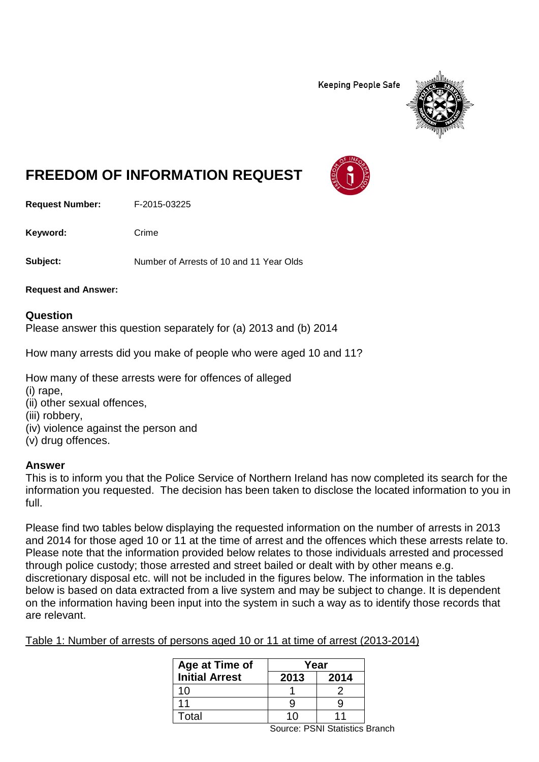Keeping People Safe

# FREEDOM OF INFORMATION REQUEST

**Request Number:** F-2015-03225

**Keyword:** Crime

**Subject:** Number of Arrests of 10 and 11 Year Olds

**Request and Answer:**

## Question

Please answer this question separately for (a) 2013 and (b) 2014

How many arrests did you make of people who were aged 10 and 11?

How many of these arrests were for offences of alleged
(i) rape,
(ii) other sexual offences,
(iii) robbery,
(iv) violence against the person and
(v) drug offences.

## Answer

This is to inform you that the Police Service of Northern Ireland has now completed its search for the information you requested. The decision has been taken to disclose the located information to you in full.

Please find two tables below displaying the requested information on the number of arrests in 2013 and 2014 for those aged 10 or 11 at the time of arrest and the offences which these arrests relate to. Please note that the information provided below relates to those individuals arrested and processed through police custody; those arrested and street bailed or dealt with by other means e.g. discretionary disposal etc. will not be included in the figures below. The information in the tables below is based on data extracted from a live system and may be subject to change. It is dependent on the information having been input into the system in such a way as to identify those records that are relevant.

Table 1: Number of arrests of persons aged 10 or 11 at time of arrest (2013-2014)

| Age at Time of Initial Arrest | Year | |
|---|---|---|
| | 2013 | 2014 |
| 10 | 1 | 2 |
| 11 | 9 | 9 |
| Total | 10 | 11 |

Source: PSNI Statistics Branch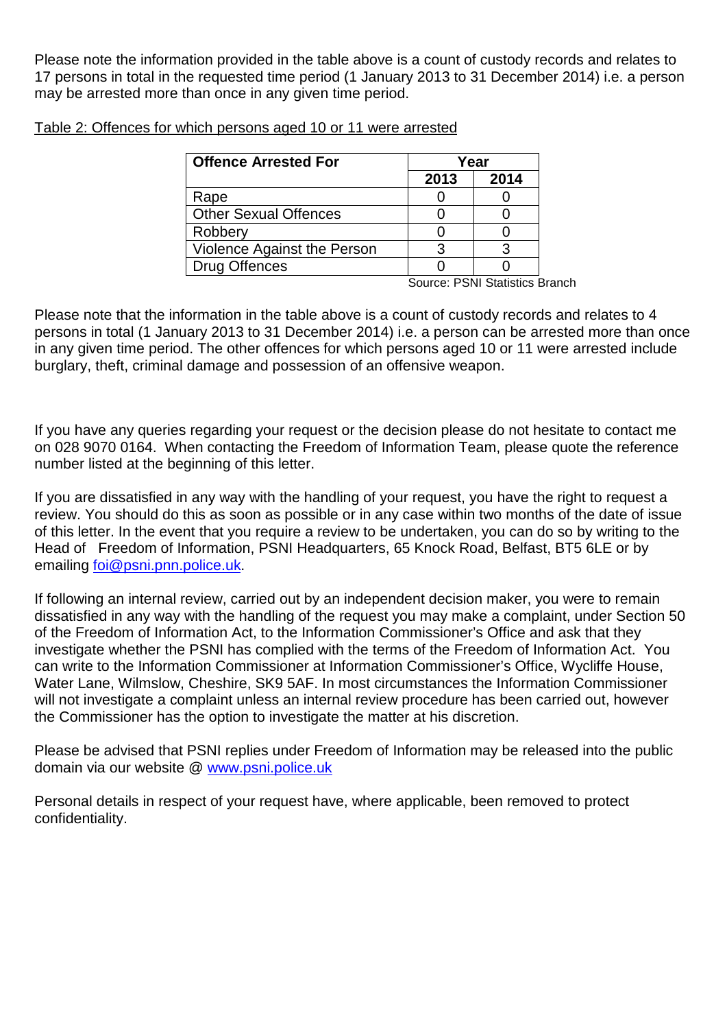Please note the information provided in the table above is a count of custody records and relates to 17 persons in total in the requested time period (1 January 2013 to 31 December 2014) i.e. a person may be arrested more than once in any given time period.

Table 2: Offences for which persons aged 10 or 11 were arrested

| Offence Arrested For | Year | |
|---|---|---|
| | 2013 | 2014 |
| Rape | 0 | 0 |
| Other Sexual Offences | 0 | 0 |
| Robbery | 0 | 0 |
| Violence Against the Person | 3 | 3 |
| Drug Offences | 0 | 0 |

Source: PSNI Statistics Branch

Please note that the information in the table above is a count of custody records and relates to 4 persons in total (1 January 2013 to 31 December 2014) i.e. a person can be arrested more than once in any given time period. The other offences for which persons aged 10 or 11 were arrested include burglary, theft, criminal damage and possession of an offensive weapon.

If you have any queries regarding your request or the decision please do not hesitate to contact me on 028 9070 0164. When contacting the Freedom of Information Team, please quote the reference number listed at the beginning of this letter.

If you are dissatisfied in any way with the handling of your request, you have the right to request a review. You should do this as soon as possible or in any case within two months of the date of issue of this letter. In the event that you require a review to be undertaken, you can do so by writing to the Head of Freedom of Information, PSNI Headquarters, 65 Knock Road, Belfast, BT5 6LE or by emailing foi@psni.pnn.police.uk.

If following an internal review, carried out by an independent decision maker, you were to remain dissatisfied in any way with the handling of the request you may make a complaint, under Section 50 of the Freedom of Information Act, to the Information Commissioner's Office and ask that they investigate whether the PSNI has complied with the terms of the Freedom of Information Act. You can write to the Information Commissioner at Information Commissioner's Office, Wycliffe House, Water Lane, Wilmslow, Cheshire, SK9 5AF. In most circumstances the Information Commissioner will not investigate a complaint unless an internal review procedure has been carried out, however the Commissioner has the option to investigate the matter at his discretion.

Please be advised that PSNI replies under Freedom of Information may be released into the public domain via our website @ www.psni.police.uk

Personal details in respect of your request have, where applicable, been removed to protect confidentiality.